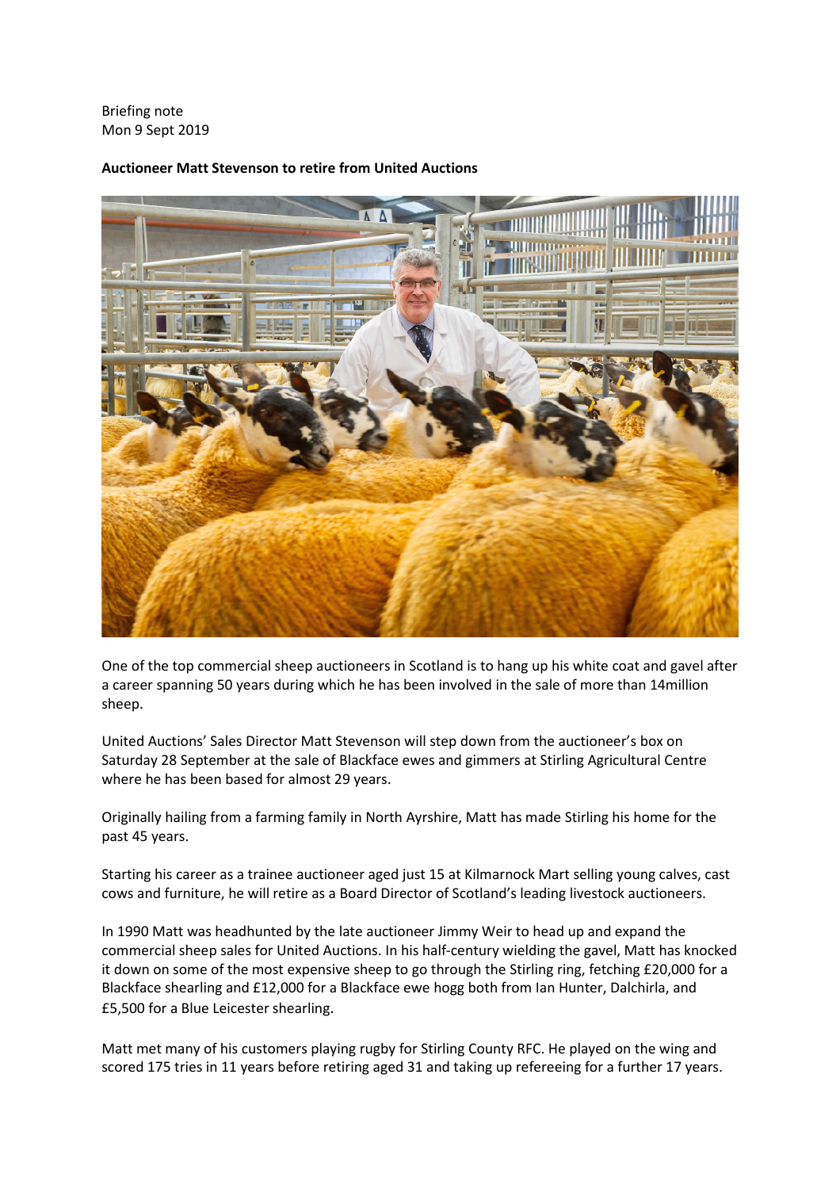Briefing note
Mon 9 Sept 2019

**Auctioneer Matt Stevenson to retire from United Auctions**

One of the top commercial sheep auctioneers in Scotland is to hang up his white coat and gavel after a career spanning 50 years during which he has been involved in the sale of more than 14million sheep.

United Auctions' Sales Director Matt Stevenson will step down from the auctioneer's box on Saturday 28 September at the sale of Blackface ewes and gimmers at Stirling Agricultural Centre where he has been based for almost 29 years.

Originally hailing from a farming family in North Ayrshire, Matt has made Stirling his home for the past 45 years.

Starting his career as a trainee auctioneer aged just 15 at Kilmarnock Mart selling young calves, cast cows and furniture, he will retire as a Board Director of Scotland's leading livestock auctioneers.

In 1990 Matt was headhunted by the late auctioneer Jimmy Weir to head up and expand the commercial sheep sales for United Auctions. In his half-century wielding the gavel, Matt has knocked it down on some of the most expensive sheep to go through the Stirling ring, fetching £20,000 for a Blackface shearling and £12,000 for a Blackface ewe hogg both from Ian Hunter, Dalchirla, and £5,500 for a Blue Leicester shearling.

Matt met many of his customers playing rugby for Stirling County RFC. He played on the wing and scored 175 tries in 11 years before retiring aged 31 and taking up refereeing for a further 17 years.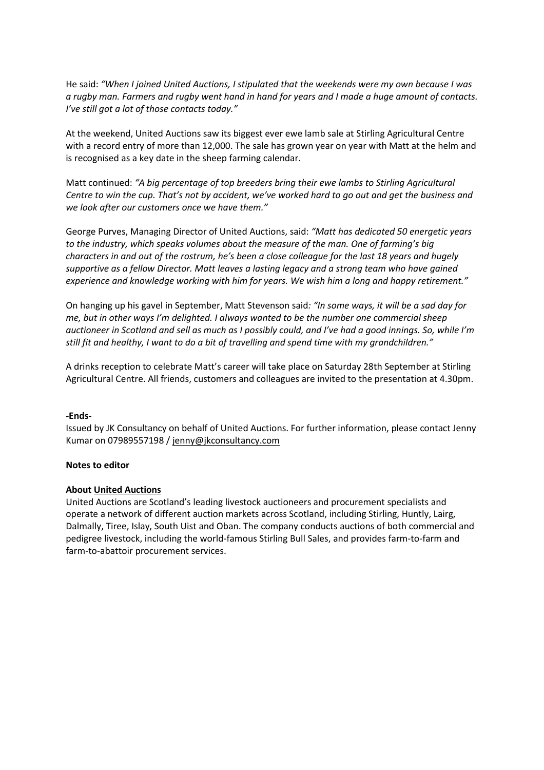He said: *"When I joined United Auctions, I stipulated that the weekends were my own because I was a rugby man. Farmers and rugby went hand in hand for years and I made a huge amount of contacts. I've still got a lot of those contacts today."*

At the weekend, United Auctions saw its biggest ever ewe lamb sale at Stirling Agricultural Centre with a record entry of more than 12,000. The sale has grown year on year with Matt at the helm and is recognised as a key date in the sheep farming calendar.

Matt continued: *"A big percentage of top breeders bring their ewe lambs to Stirling Agricultural Centre to win the cup. That's not by accident, we've worked hard to go out and get the business and we look after our customers once we have them."*

George Purves, Managing Director of United Auctions, said: *"Matt has dedicated 50 energetic years to the industry, which speaks volumes about the measure of the man. One of farming's big characters in and out of the rostrum, he's been a close colleague for the last 18 years and hugely supportive as a fellow Director. Matt leaves a lasting legacy and a strong team who have gained experience and knowledge working with him for years. We wish him a long and happy retirement."*

On hanging up his gavel in September, Matt Stevenson said: *"In some ways, it will be a sad day for me, but in other ways I'm delighted. I always wanted to be the number one commercial sheep auctioneer in Scotland and sell as much as I possibly could, and I've had a good innings. So, while I'm still fit and healthy, I want to do a bit of travelling and spend time with my grandchildren."*

A drinks reception to celebrate Matt's career will take place on Saturday 28th September at Stirling Agricultural Centre. All friends, customers and colleagues are invited to the presentation at 4.30pm.

**-Ends-**

Issued by JK Consultancy on behalf of United Auctions. For further information, please contact Jenny Kumar on 07989557198 / jenny@jkconsultancy.com

**Notes to editor**

**About United Auctions**

United Auctions are Scotland's leading livestock auctioneers and procurement specialists and operate a network of different auction markets across Scotland, including Stirling, Huntly, Lairg, Dalmally, Tiree, Islay, South Uist and Oban. The company conducts auctions of both commercial and pedigree livestock, including the world-famous Stirling Bull Sales, and provides farm-to-farm and farm-to-abattoir procurement services.